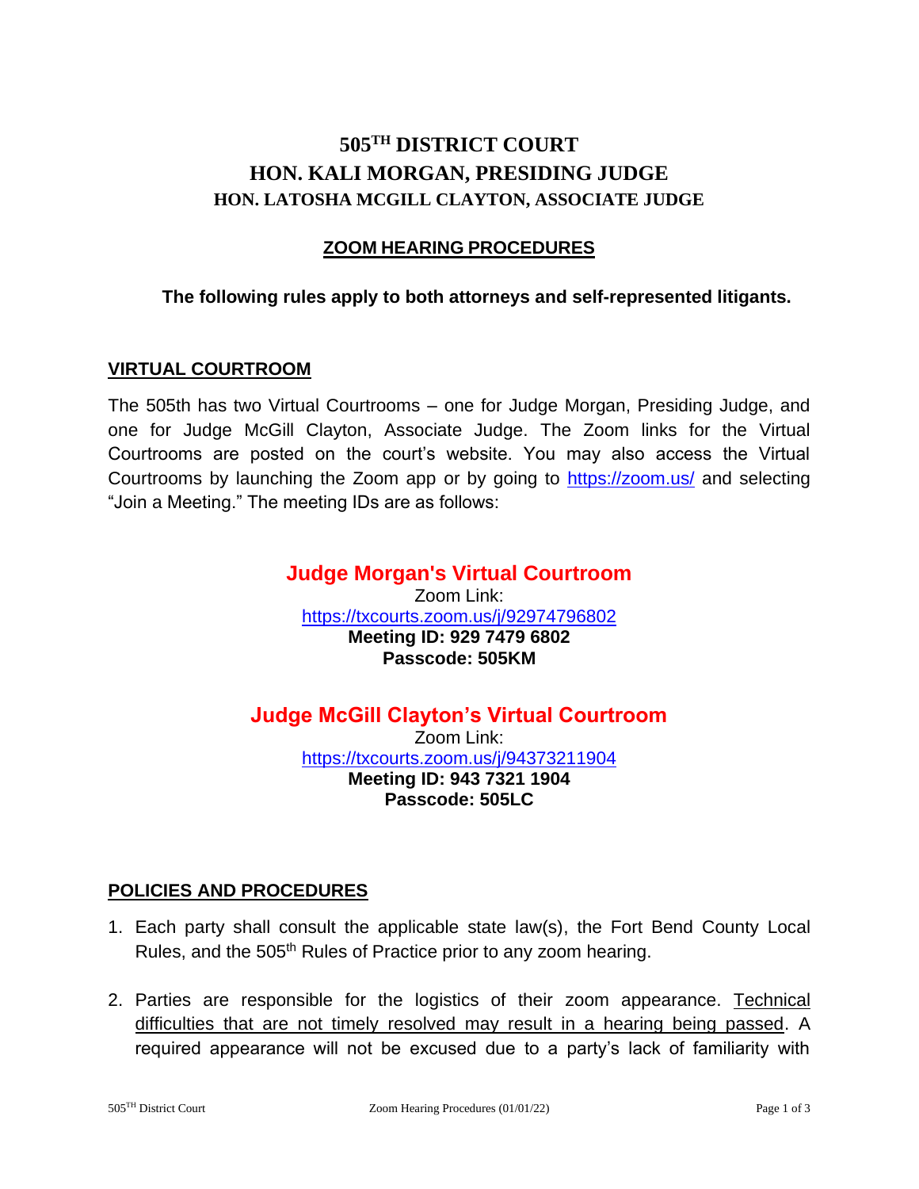# 505TH DISTRICT COURT

## HON. KALI MORGAN, PRESIDING JUDGE

### HON. LATOSHA MCGILL CLAYTON, ASSOCIATE JUDGE

## ZOOM HEARING PROCEDURES

**The following rules apply to both attorneys and self-represented litigants.**

## VIRTUAL COURTROOM

The 505th has two Virtual Courtrooms – one for Judge Morgan, Presiding Judge, and one for Judge McGill Clayton, Associate Judge. The Zoom links for the Virtual Courtrooms are posted on the court's website. You may also access the Virtual Courtrooms by launching the Zoom app or by going to https://zoom.us/ and selecting "Join a Meeting." The meeting IDs are as follows:

### Judge Morgan's Virtual Courtroom

Zoom Link:
https://txcourts.zoom.us/j/92974796802
**Meeting ID: 929 7479 6802**
**Passcode: 505KM**

### Judge McGill Clayton's Virtual Courtroom

Zoom Link:
https://txcourts.zoom.us/j/94373211904
**Meeting ID: 943 7321 1904**
**Passcode: 505LC**

## POLICIES AND PROCEDURES

1. Each party shall consult the applicable state law(s), the Fort Bend County Local Rules, and the 505th Rules of Practice prior to any zoom hearing.

2. Parties are responsible for the logistics of their zoom appearance. Technical difficulties that are not timely resolved may result in a hearing being passed. A required appearance will not be excused due to a party's lack of familiarity with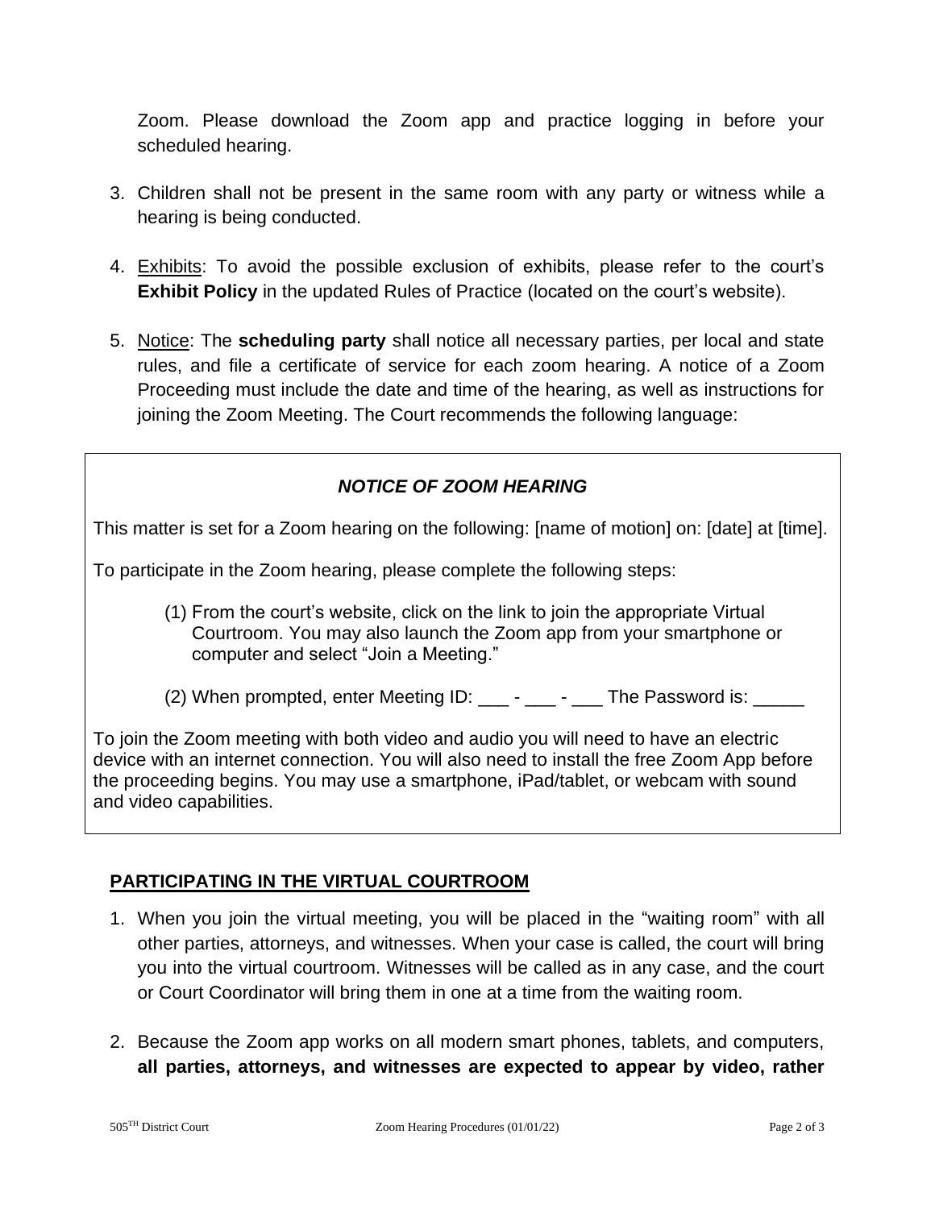Zoom. Please download the Zoom app and practice logging in before your scheduled hearing.

3. Children shall not be present in the same room with any party or witness while a hearing is being conducted.

4. Exhibits: To avoid the possible exclusion of exhibits, please refer to the court's **Exhibit Policy** in the updated Rules of Practice (located on the court's website).

5. Notice: The **scheduling party** shall notice all necessary parties, per local and state rules, and file a certificate of service for each zoom hearing. A notice of a Zoom Proceeding must include the date and time of the hearing, as well as instructions for joining the Zoom Meeting. The Court recommends the following language:

> ***NOTICE OF ZOOM HEARING***
>
> This matter is set for a Zoom hearing on the following: [name of motion] on: [date] at [time].
>
> To participate in the Zoom hearing, please complete the following steps:
>
> (1) From the court's website, click on the link to join the appropriate Virtual Courtroom. You may also launch the Zoom app from your smartphone or computer and select "Join a Meeting."
>
> (2) When prompted, enter Meeting ID: ___ - ___ - ___ The Password is: _____
>
> To join the Zoom meeting with both video and audio you will need to have an electric device with an internet connection. You will also need to install the free Zoom App before the proceeding begins. You may use a smartphone, iPad/tablet, or webcam with sound and video capabilities.

## PARTICIPATING IN THE VIRTUAL COURTROOM

1. When you join the virtual meeting, you will be placed in the "waiting room" with all other parties, attorneys, and witnesses. When your case is called, the court will bring you into the virtual courtroom. Witnesses will be called as in any case, and the court or Court Coordinator will bring them in one at a time from the waiting room.

2. Because the Zoom app works on all modern smart phones, tablets, and computers, **all parties, attorneys, and witnesses are expected to appear by video, rather**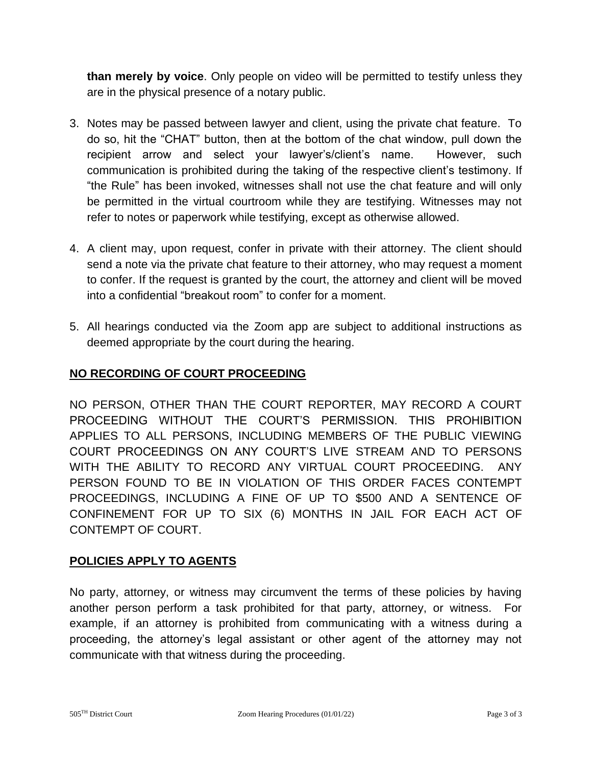**than merely by voice**. Only people on video will be permitted to testify unless they are in the physical presence of a notary public.

3. Notes may be passed between lawyer and client, using the private chat feature. To do so, hit the "CHAT" button, then at the bottom of the chat window, pull down the recipient arrow and select your lawyer's/client's name. However, such communication is prohibited during the taking of the respective client's testimony. If "the Rule" has been invoked, witnesses shall not use the chat feature and will only be permitted in the virtual courtroom while they are testifying. Witnesses may not refer to notes or paperwork while testifying, except as otherwise allowed.

4. A client may, upon request, confer in private with their attorney. The client should send a note via the private chat feature to their attorney, who may request a moment to confer. If the request is granted by the court, the attorney and client will be moved into a confidential "breakout room" to confer for a moment.

5. All hearings conducted via the Zoom app are subject to additional instructions as deemed appropriate by the court during the hearing.

## NO RECORDING OF COURT PROCEEDING

NO PERSON, OTHER THAN THE COURT REPORTER, MAY RECORD A COURT PROCEEDING WITHOUT THE COURT'S PERMISSION. THIS PROHIBITION APPLIES TO ALL PERSONS, INCLUDING MEMBERS OF THE PUBLIC VIEWING COURT PROCEEDINGS ON ANY COURT'S LIVE STREAM AND TO PERSONS WITH THE ABILITY TO RECORD ANY VIRTUAL COURT PROCEEDING. ANY PERSON FOUND TO BE IN VIOLATION OF THIS ORDER FACES CONTEMPT PROCEEDINGS, INCLUDING A FINE OF UP TO $500 AND A SENTENCE OF CONFINEMENT FOR UP TO SIX (6) MONTHS IN JAIL FOR EACH ACT OF CONTEMPT OF COURT.

## POLICIES APPLY TO AGENTS

No party, attorney, or witness may circumvent the terms of these policies by having another person perform a task prohibited for that party, attorney, or witness. For example, if an attorney is prohibited from communicating with a witness during a proceeding, the attorney's legal assistant or other agent of the attorney may not communicate with that witness during the proceeding.